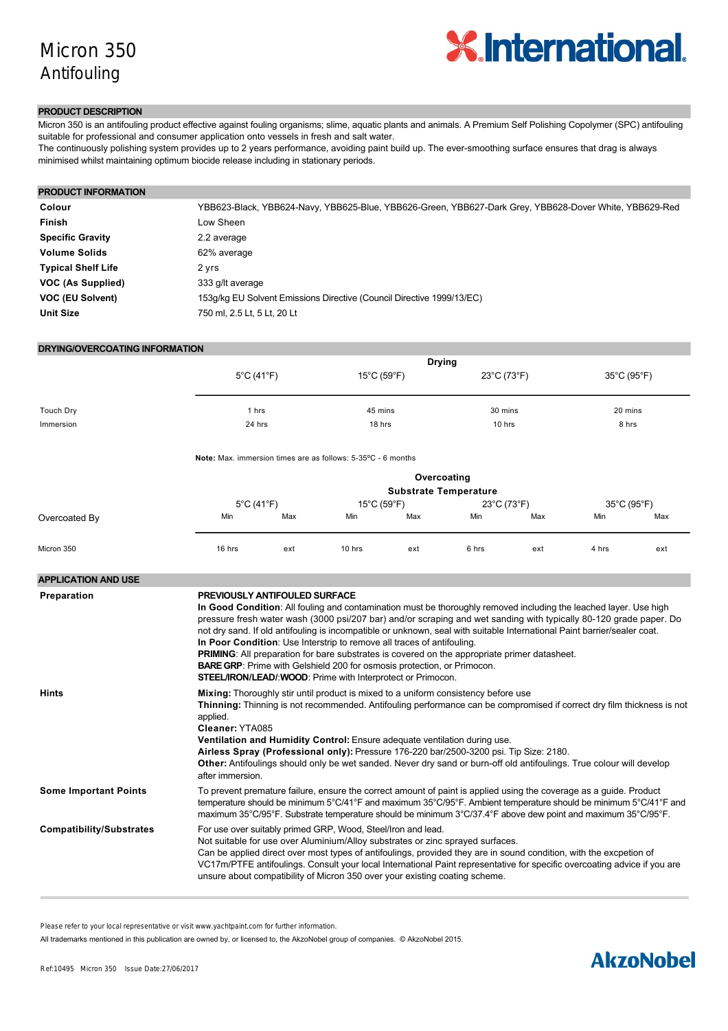# Micron 350
Antifouling

International

## PRODUCT DESCRIPTION

Micron 350 is an antifouling product effective against fouling organisms; slime, aquatic plants and animals. A Premium Self Polishing Copolymer (SPC) antifouling suitable for professional and consumer application onto vessels in fresh and salt water.
The continuously polishing system provides up to 2 years performance, avoiding paint build up. The ever-smoothing surface ensures that drag is always minimised whilst maintaining optimum biocide release including in stationary periods.

## PRODUCT INFORMATION

| | |
|---|---|
| **Colour** | YBB623-Black, YBB624-Navy, YBB625-Blue, YBB626-Green, YBB627-Dark Grey, YBB628-Dover White, YBB629-Red |
| **Finish** | Low Sheen |
| **Specific Gravity** | 2.2 average |
| **Volume Solids** | 62% average |
| **Typical Shelf Life** | 2 yrs |
| **VOC (As Supplied)** | 333 g/lt average |
| **VOC (EU Solvent)** | 153g/kg EU Solvent Emissions Directive (Council Directive 1999/13/EC) |
| **Unit Size** | 750 ml, 2.5 Lt, 5 Lt, 20 Lt |

## DRYING/OVERCOATING INFORMATION

| | Drying | | | |
|---|---|---|---|---|
| | 5°C (41°F) | 15°C (59°F) | 23°C (73°F) | 35°C (95°F) |
| Touch Dry | 1 hrs | 45 mins | 30 mins | 20 mins |
| Immersion | 24 hrs | 18 hrs | 10 hrs | 8 hrs |

**Note:** Max. immersion times are as follows: 5-35ºC - 6 months

| | Overcoating Substrate Temperature | | | | | | | |
|---|---|---|---|---|---|---|---|---|
| | 5°C (41°F) | | 15°C (59°F) | | 23°C (73°F) | | 35°C (95°F) | |
| Overcoated By | Min | Max | Min | Max | Min | Max | Min | Max |
| Micron 350 | 16 hrs | ext | 10 hrs | ext | 6 hrs | ext | 4 hrs | ext |

## APPLICATION AND USE

**Preparation**

**PREVIOUSLY ANTIFOULED SURFACE**
**In Good Condition**: All fouling and contamination must be thoroughly removed including the leached layer. Use high pressure fresh water wash (3000 psi/207 bar) and/or scraping and wet sanding with typically 80-120 grade paper. Do not dry sand. If old antifouling is incompatible or unknown, seal with suitable International Paint barrier/sealer coat.
**In Poor Condition**: Use Interstrip to remove all traces of antifouling.
**PRIMING**: All preparation for bare substrates is covered on the appropriate primer datasheet.
**BARE GRP**: Prime with Gelshield 200 for osmosis protection, or Primocon.
**STEEL/IRON/LEAD/:WOOD**: Prime with Interprotect or Primocon.

**Hints**

**Mixing:** Thoroughly stir until product is mixed to a uniform consistency before use
**Thinning:** Thinning is not recommended. Antifouling performance can be compromised if correct dry film thickness is not applied.
**Cleaner:** YTA085
**Ventilation and Humidity Control:** Ensure adequate ventilation during use.
**Airless Spray (Professional only):** Pressure 176-220 bar/2500-3200 psi. Tip Size: 2180.
**Other:** Antifoulings should only be wet sanded. Never dry sand or burn-off old antifoulings. True colour will develop after immersion.

**Some Important Points**

To prevent premature failure, ensure the correct amount of paint is applied using the coverage as a guide. Product temperature should be minimum 5°C/41°F and maximum 35°C/95°F. Ambient temperature should be minimum 5°C/41°F and maximum 35°C/95°F. Substrate temperature should be minimum 3°C/37.4°F above dew point and maximum 35°C/95°F.

**Compatibility/Substrates**

For use over suitably primed GRP, Wood, Steel/Iron and lead.
Not suitable for use over Aluminium/Alloy substrates or zinc sprayed surfaces.
Can be applied direct over most types of antifoulings, provided they are in sound condition, with the excpetion of VC17m/PTFE antifoulings. Consult your local International Paint representative for specific overcoating advice if you are unsure about compatibility of Micron 350 over your existing coating scheme.

Please refer to your local representative or visit www.yachtpaint.com for further information.

All trademarks mentioned in this publication are owned by, or licensed to, the AkzoNobel group of companies. © AkzoNobel 2015.

Ref:10495 Micron 350 Issue Date:27/06/2017

AkzoNobel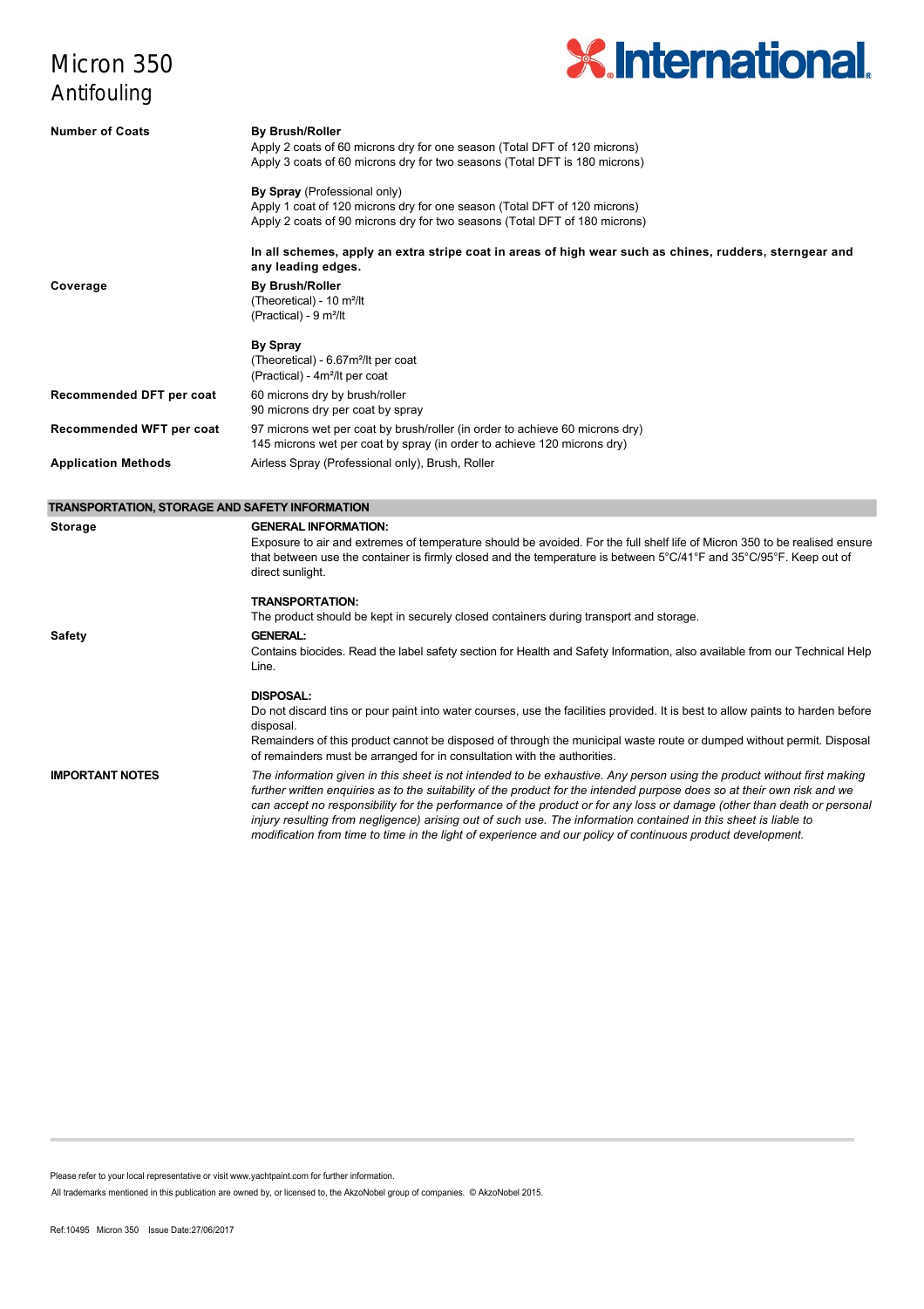# Micron 350
Antifouling

| | |
|---|---|
| **Number of Coats** | **By Brush/Roller**<br>Apply 2 coats of 60 microns dry for one season (Total DFT of 120 microns)<br>Apply 3 coats of 60 microns dry for two seasons (Total DFT is 180 microns)<br><br>**By Spray** (Professional only)<br>Apply 1 coat of 120 microns dry for one season (Total DFT of 120 microns)<br>Apply 2 coats of 90 microns dry for two seasons (Total DFT of 180 microns)<br><br>**In all schemes, apply an extra stripe coat in areas of high wear such as chines, rudders, sterngear and any leading edges.** |
| **Coverage** | **By Brush/Roller**<br>(Theoretical) - 10 m²/lt<br>(Practical) - 9 m²/lt<br><br>**By Spray**<br>(Theoretical) - 6.67m²/lt per coat<br>(Practical) - 4m²/lt per coat |
| **Recommended DFT per coat** | 60 microns dry by brush/roller<br>90 microns dry per coat by spray |
| **Recommended WFT per coat** | 97 microns wet per coat by brush/roller (in order to achieve 60 microns dry)<br>145 microns wet per coat by spray (in order to achieve 120 microns dry) |
| **Application Methods** | Airless Spray (Professional only), Brush, Roller |

## TRANSPORTATION, STORAGE AND SAFETY INFORMATION

| | |
|---|---|
| **Storage** | **GENERAL INFORMATION:**<br>Exposure to air and extremes of temperature should be avoided. For the full shelf life of Micron 350 to be realised ensure that between use the container is firmly closed and the temperature is between 5°C/41°F and 35°C/95°F. Keep out of direct sunlight.<br><br>**TRANSPORTATION:**<br>The product should be kept in securely closed containers during transport and storage. |
| **Safety** | **GENERAL:**<br>Contains biocides. Read the label safety section for Health and Safety Information, also available from our Technical Help Line.<br><br>**DISPOSAL:**<br>Do not discard tins or pour paint into water courses, use the facilities provided. It is best to allow paints to harden before disposal.<br>Remainders of this product cannot be disposed of through the municipal waste route or dumped without permit. Disposal of remainders must be arranged for in consultation with the authorities. |
| **IMPORTANT NOTES** | *The information given in this sheet is not intended to be exhaustive. Any person using the product without first making further written enquiries as to the suitability of the product for the intended purpose does so at their own risk and we can accept no responsibility for the performance of the product or for any loss or damage (other than death or personal injury resulting from negligence) arising out of such use. The information contained in this sheet is liable to modification from time to time in the light of experience and our policy of continuous product development.* |

Please refer to your local representative or visit www.yachtpaint.com for further information.

All trademarks mentioned in this publication are owned by, or licensed to, the AkzoNobel group of companies. © AkzoNobel 2015.

Ref:10495 Micron 350 Issue Date:27/06/2017